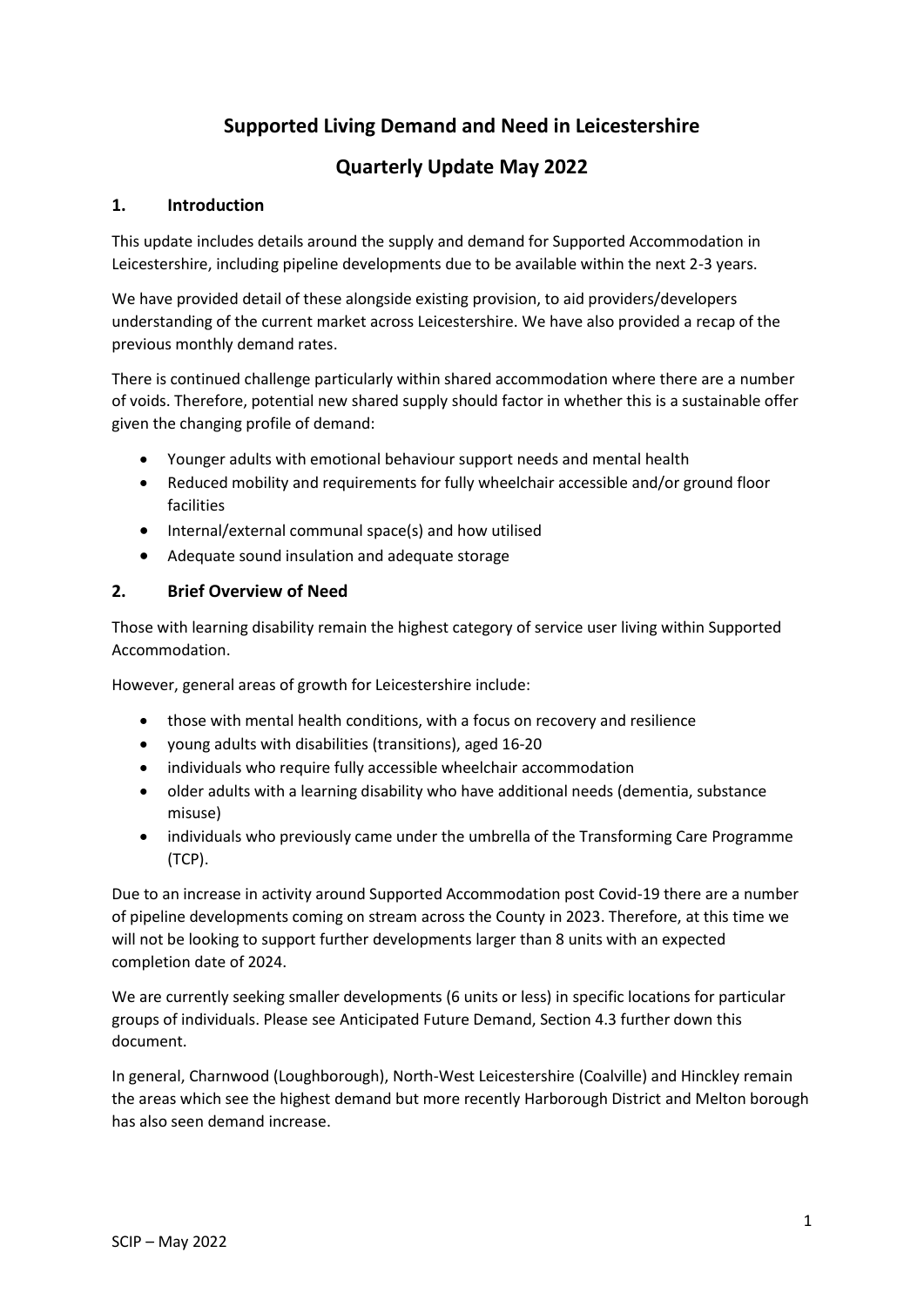# Supported Living Demand and Need in Leicestershire

## Quarterly Update May 2022

### 1. Introduction

This update includes details around the supply and demand for Supported Accommodation in Leicestershire, including pipeline developments due to be available within the next 2-3 years.

We have provided detail of these alongside existing provision, to aid providers/developers understanding of the current market across Leicestershire. We have also provided a recap of the previous monthly demand rates.

There is continued challenge particularly within shared accommodation where there are a number of voids. Therefore, potential new shared supply should factor in whether this is a sustainable offer given the changing profile of demand:

- Younger adults with emotional behaviour support needs and mental health
- Reduced mobility and requirements for fully wheelchair accessible and/or ground floor facilities
- Internal/external communal space(s) and how utilised
- Adequate sound insulation and adequate storage

### 2. Brief Overview of Need

Those with learning disability remain the highest category of service user living within Supported Accommodation.

However, general areas of growth for Leicestershire include:

- those with mental health conditions, with a focus on recovery and resilience
- young adults with disabilities (transitions), aged 16-20
- individuals who require fully accessible wheelchair accommodation
- older adults with a learning disability who have additional needs (dementia, substance misuse)
- individuals who previously came under the umbrella of the Transforming Care Programme (TCP).

Due to an increase in activity around Supported Accommodation post Covid-19 there are a number of pipeline developments coming on stream across the County in 2023. Therefore, at this time we will not be looking to support further developments larger than 8 units with an expected completion date of 2024.

We are currently seeking smaller developments (6 units or less) in specific locations for particular groups of individuals. Please see Anticipated Future Demand, Section 4.3 further down this document.

In general, Charnwood (Loughborough), North-West Leicestershire (Coalville) and Hinckley remain the areas which see the highest demand but more recently Harborough District and Melton borough has also seen demand increase.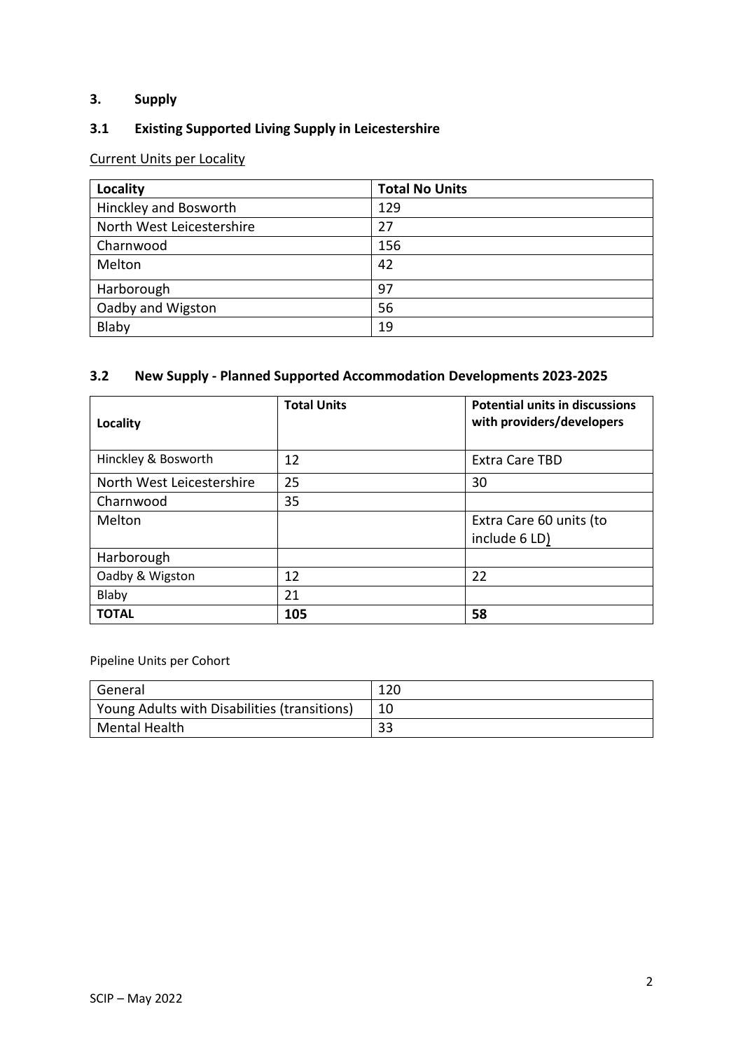## 3. Supply

### 3.1 Existing Supported Living Supply in Leicestershire

Current Units per Locality

| Locality | Total No Units |
|---|---|
| Hinckley and Bosworth | 129 |
| North West Leicestershire | 27 |
| Charnwood | 156 |
| Melton | 42 |
| Harborough | 97 |
| Oadby and Wigston | 56 |
| Blaby | 19 |

### 3.2 New Supply - Planned Supported Accommodation Developments 2023-2025

| Locality | Total Units | Potential units in discussions with providers/developers |
|---|---|---|
| Hinckley & Bosworth | 12 | Extra Care TBD |
| North West Leicestershire | 25 | 30 |
| Charnwood | 35 | |
| Melton | | Extra Care 60 units (to include 6 LD) |
| Harborough | | |
| Oadby & Wigston | 12 | 22 |
| Blaby | 21 | |
| **TOTAL** | **105** | **58** |

Pipeline Units per Cohort

| | |
|---|---|
| General | 120 |
| Young Adults with Disabilities (transitions) | 10 |
| Mental Health | 33 |

SCIP – May 2022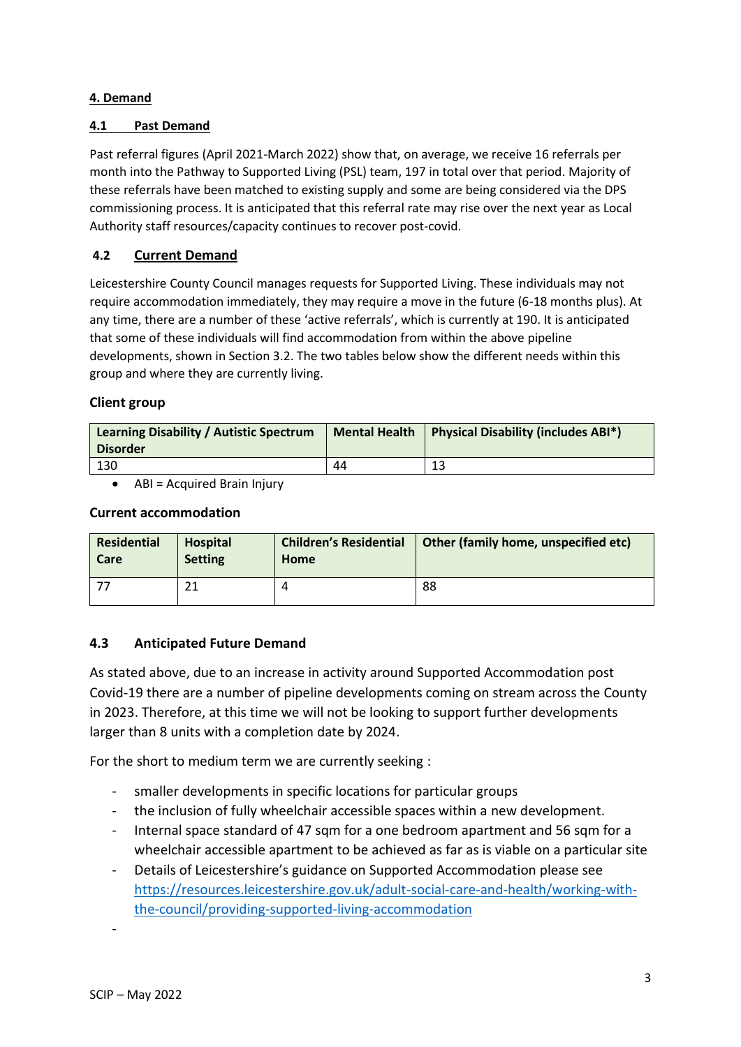## 4. Demand

### 4.1 Past Demand

Past referral figures (April 2021-March 2022) show that, on average, we receive 16 referrals per month into the Pathway to Supported Living (PSL) team, 197 in total over that period. Majority of these referrals have been matched to existing supply and some are being considered via the DPS commissioning process. It is anticipated that this referral rate may rise over the next year as Local Authority staff resources/capacity continues to recover post-covid.

### 4.2 Current Demand

Leicestershire County Council manages requests for Supported Living. These individuals may not require accommodation immediately, they may require a move in the future (6-18 months plus). At any time, there are a number of these 'active referrals', which is currently at 190. It is anticipated that some of these individuals will find accommodation from within the above pipeline developments, shown in Section 3.2. The two tables below show the different needs within this group and where they are currently living.

**Client group**

| Learning Disability / Autistic Spectrum Disorder | Mental Health | Physical Disability (includes ABI*) |
|---|---|---|
| 130 | 44 | 13 |

- ABI = Acquired Brain Injury

**Current accommodation**

| Residential Care | Hospital Setting | Children's Residential Home | Other (family home, unspecified etc) |
|---|---|---|---|
| 77 | 21 | 4 | 88 |

### 4.3 Anticipated Future Demand

As stated above, due to an increase in activity around Supported Accommodation post Covid-19 there are a number of pipeline developments coming on stream across the County in 2023. Therefore, at this time we will not be looking to support further developments larger than 8 units with a completion date by 2024.

For the short to medium term we are currently seeking :

- smaller developments in specific locations for particular groups
- the inclusion of fully wheelchair accessible spaces within a new development.
- Internal space standard of 47 sqm for a one bedroom apartment and 56 sqm for a wheelchair accessible apartment to be achieved as far as is viable on a particular site
- Details of Leicestershire's guidance on Supported Accommodation please see https://resources.leicestershire.gov.uk/adult-social-care-and-health/working-with-the-council/providing-supported-living-accommodation
-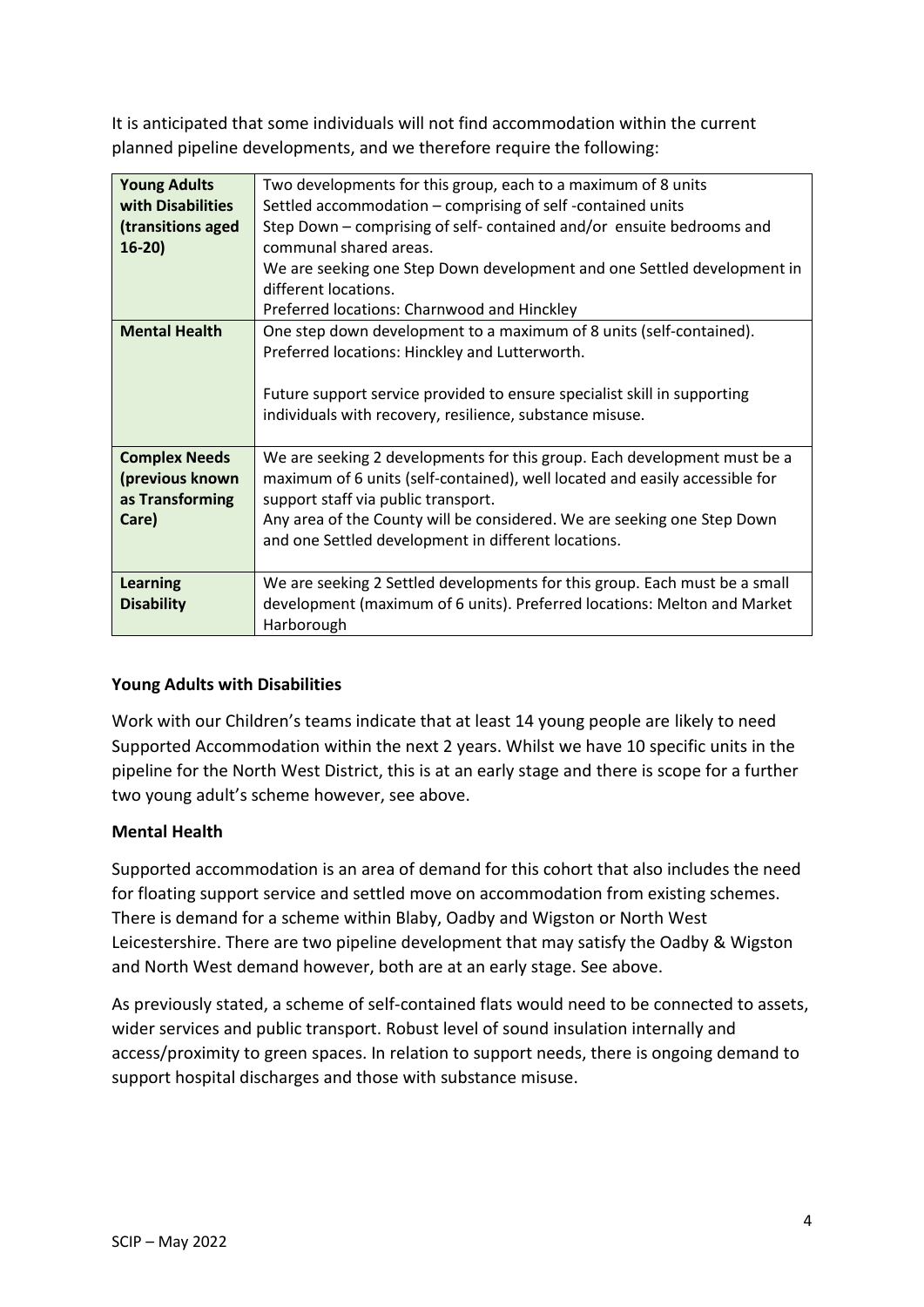It is anticipated that some individuals will not find accommodation within the current planned pipeline developments, and we therefore require the following:

| | |
|---|---|
| **Young Adults with Disabilities (transitions aged 16-20)** | Two developments for this group, each to a maximum of 8 units<br>Settled accommodation – comprising of self -contained units<br>Step Down – comprising of self- contained and/or ensuite bedrooms and communal shared areas.<br>We are seeking one Step Down development and one Settled development in different locations.<br>Preferred locations: Charnwood and Hinckley |
| **Mental Health** | One step down development to a maximum of 8 units (self-contained). Preferred locations: Hinckley and Lutterworth.<br><br>Future support service provided to ensure specialist skill in supporting individuals with recovery, resilience, substance misuse. |
| **Complex Needs (previous known as Transforming Care)** | We are seeking 2 developments for this group. Each development must be a maximum of 6 units (self-contained), well located and easily accessible for support staff via public transport.<br>Any area of the County will be considered. We are seeking one Step Down and one Settled development in different locations. |
| **Learning Disability** | We are seeking 2 Settled developments for this group. Each must be a small development (maximum of 6 units). Preferred locations: Melton and Market Harborough |

**Young Adults with Disabilities**

Work with our Children's teams indicate that at least 14 young people are likely to need Supported Accommodation within the next 2 years. Whilst we have 10 specific units in the pipeline for the North West District, this is at an early stage and there is scope for a further two young adult's scheme however, see above.

**Mental Health**

Supported accommodation is an area of demand for this cohort that also includes the need for floating support service and settled move on accommodation from existing schemes. There is demand for a scheme within Blaby, Oadby and Wigston or North West Leicestershire. There are two pipeline development that may satisfy the Oadby & Wigston and North West demand however, both are at an early stage. See above.

As previously stated, a scheme of self-contained flats would need to be connected to assets, wider services and public transport. Robust level of sound insulation internally and access/proximity to green spaces. In relation to support needs, there is ongoing demand to support hospital discharges and those with substance misuse.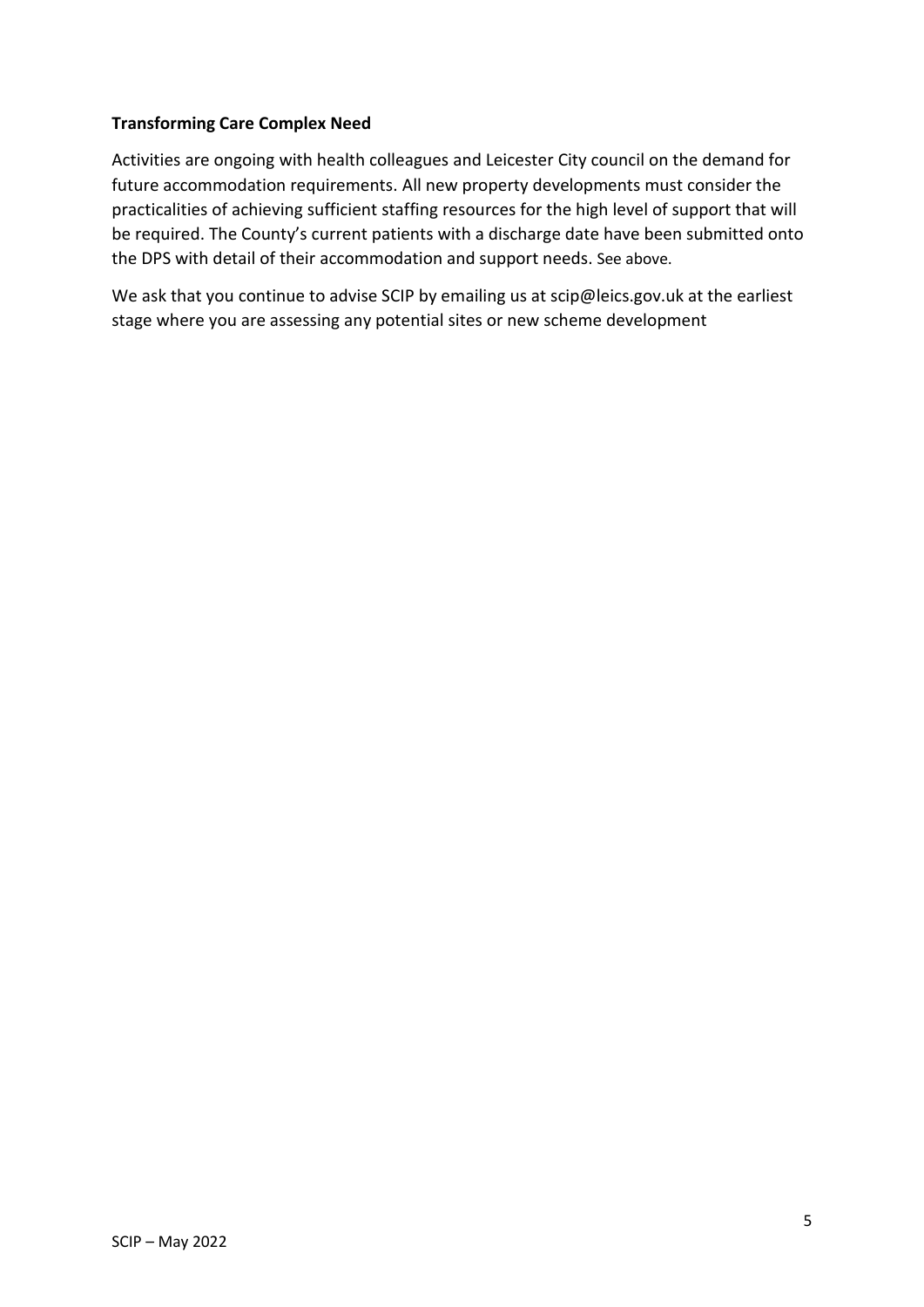**Transforming Care Complex Need**

Activities are ongoing with health colleagues and Leicester City council on the demand for future accommodation requirements. All new property developments must consider the practicalities of achieving sufficient staffing resources for the high level of support that will be required. The County's current patients with a discharge date have been submitted onto the DPS with detail of their accommodation and support needs. See above.

We ask that you continue to advise SCIP by emailing us at scip@leics.gov.uk at the earliest stage where you are assessing any potential sites or new scheme development